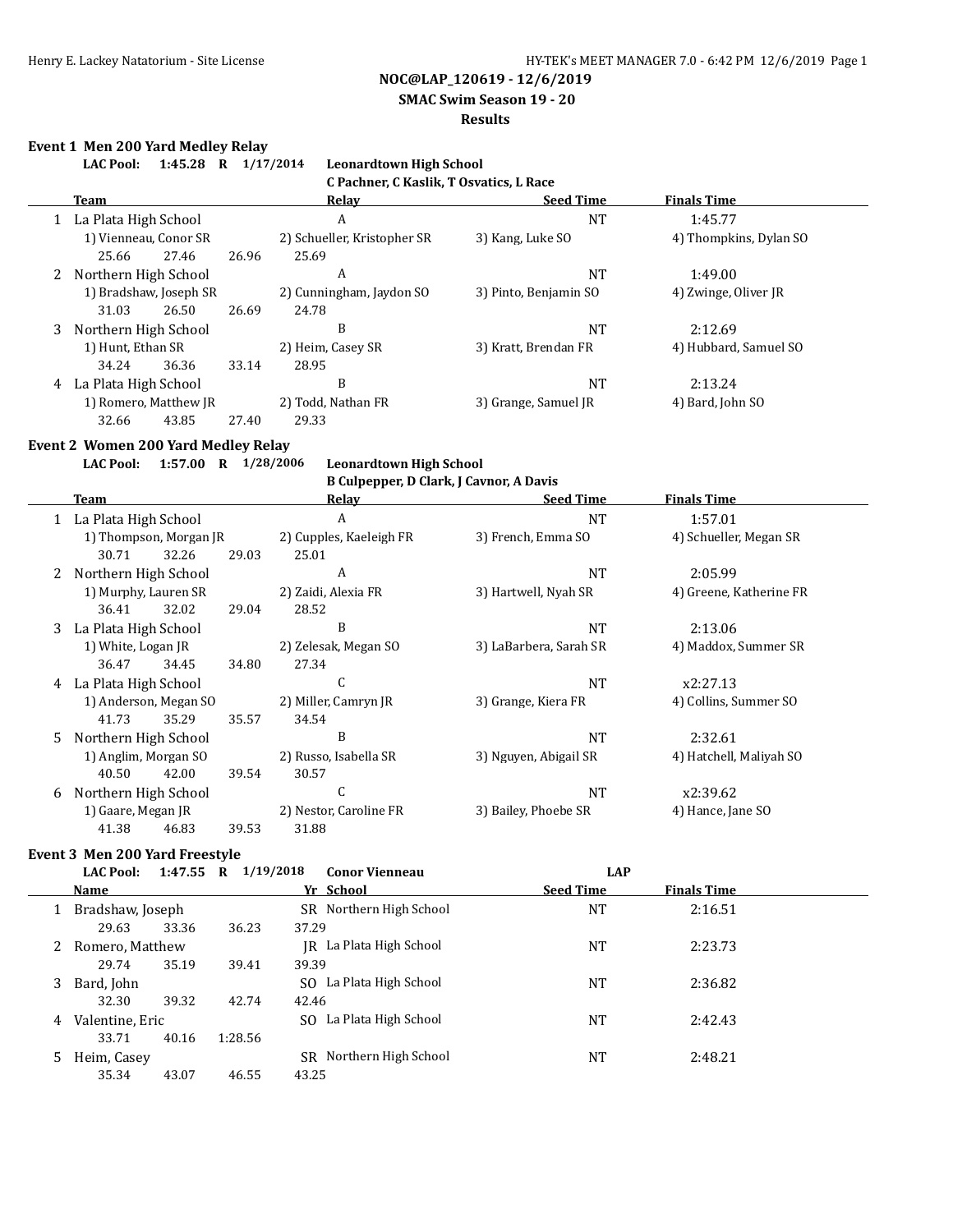# NOC@LAP_120619 - 12/6/2019

## SMAC Swim Season 19 - 20

### Results

**Event 1 Men 200 Yard Medley Relay**

**LAC Pool: 1:45.28 R 1/17/2014 Leonardtown High School**
**C Pachner, C Kaslik, T Osvatics, L Race**

| | Team | Relay | Seed Time | Finals Time |
|---|---|---|---|---|
| 1 | La Plata High School | A | NT | 1:45.77 |
| | 1) Vienneau, Conor SR | 2) Schueller, Kristopher SR | 3) Kang, Luke SO | 4) Thompkins, Dylan SO |
| | 25.66 27.46 26.96 25.69 | | | |
| 2 | Northern High School | A | NT | 1:49.00 |
| | 1) Bradshaw, Joseph SR | 2) Cunningham, Jaydon SO | 3) Pinto, Benjamin SO | 4) Zwinge, Oliver JR |
| | 31.03 26.50 26.69 24.78 | | | |
| 3 | Northern High School | B | NT | 2:12.69 |
| | 1) Hunt, Ethan SR | 2) Heim, Casey SR | 3) Kratt, Brendan FR | 4) Hubbard, Samuel SO |
| | 34.24 36.36 33.14 28.95 | | | |
| 4 | La Plata High School | B | NT | 2:13.24 |
| | 1) Romero, Matthew JR | 2) Todd, Nathan FR | 3) Grange, Samuel JR | 4) Bard, John SO |
| | 32.66 43.85 27.40 29.33 | | | |

**Event 2 Women 200 Yard Medley Relay**

**LAC Pool: 1:57.00 R 1/28/2006 Leonardtown High School**
**B Culpepper, D Clark, J Cavnor, A Davis**

| | Team | Relay | Seed Time | Finals Time |
|---|---|---|---|---|
| 1 | La Plata High School | A | NT | 1:57.01 |
| | 1) Thompson, Morgan JR | 2) Cupples, Kaeleigh FR | 3) French, Emma SO | 4) Schueller, Megan SR |
| | 30.71 32.26 29.03 25.01 | | | |
| 2 | Northern High School | A | NT | 2:05.99 |
| | 1) Murphy, Lauren SR | 2) Zaidi, Alexia FR | 3) Hartwell, Nyah SR | 4) Greene, Katherine FR |
| | 36.41 32.02 29.04 28.52 | | | |
| 3 | La Plata High School | B | NT | 2:13.06 |
| | 1) White, Logan JR | 2) Zelesak, Megan SO | 3) LaBarbera, Sarah SR | 4) Maddox, Summer SR |
| | 36.47 34.45 34.80 27.34 | | | |
| 4 | La Plata High School | C | NT | x2:27.13 |
| | 1) Anderson, Megan SO | 2) Miller, Camryn JR | 3) Grange, Kiera FR | 4) Collins, Summer SO |
| | 41.73 35.29 35.57 34.54 | | | |
| 5 | Northern High School | B | NT | 2:32.61 |
| | 1) Anglim, Morgan SO | 2) Russo, Isabella SR | 3) Nguyen, Abigail SR | 4) Hatchell, Maliyah SO |
| | 40.50 42.00 39.54 30.57 | | | |
| 6 | Northern High School | C | NT | x2:39.62 |
| | 1) Gaare, Megan JR | 2) Nestor, Caroline FR | 3) Bailey, Phoebe SR | 4) Hance, Jane SO |
| | 41.38 46.83 39.53 31.88 | | | |

**Event 3 Men 200 Yard Freestyle**

**LAC Pool: 1:47.55 R 1/19/2018 Conor Vienneau LAP**

| | Name | Yr | School | Seed Time | Finals Time |
|---|---|---|---|---|---|
| 1 | Bradshaw, Joseph | SR | Northern High School | NT | 2:16.51 |
| | 29.63 33.36 36.23 37.29 | | | | |
| 2 | Romero, Matthew | JR | La Plata High School | NT | 2:23.73 |
| | 29.74 35.19 39.41 39.39 | | | | |
| 3 | Bard, John | SO | La Plata High School | NT | 2:36.82 |
| | 32.30 39.32 42.74 42.46 | | | | |
| 4 | Valentine, Eric | SO | La Plata High School | NT | 2:42.43 |
| | 33.71 40.16 1:28.56 | | | | |
| 5 | Heim, Casey | SR | Northern High School | NT | 2:48.21 |
| | 35.34 43.07 46.55 43.25 | | | | |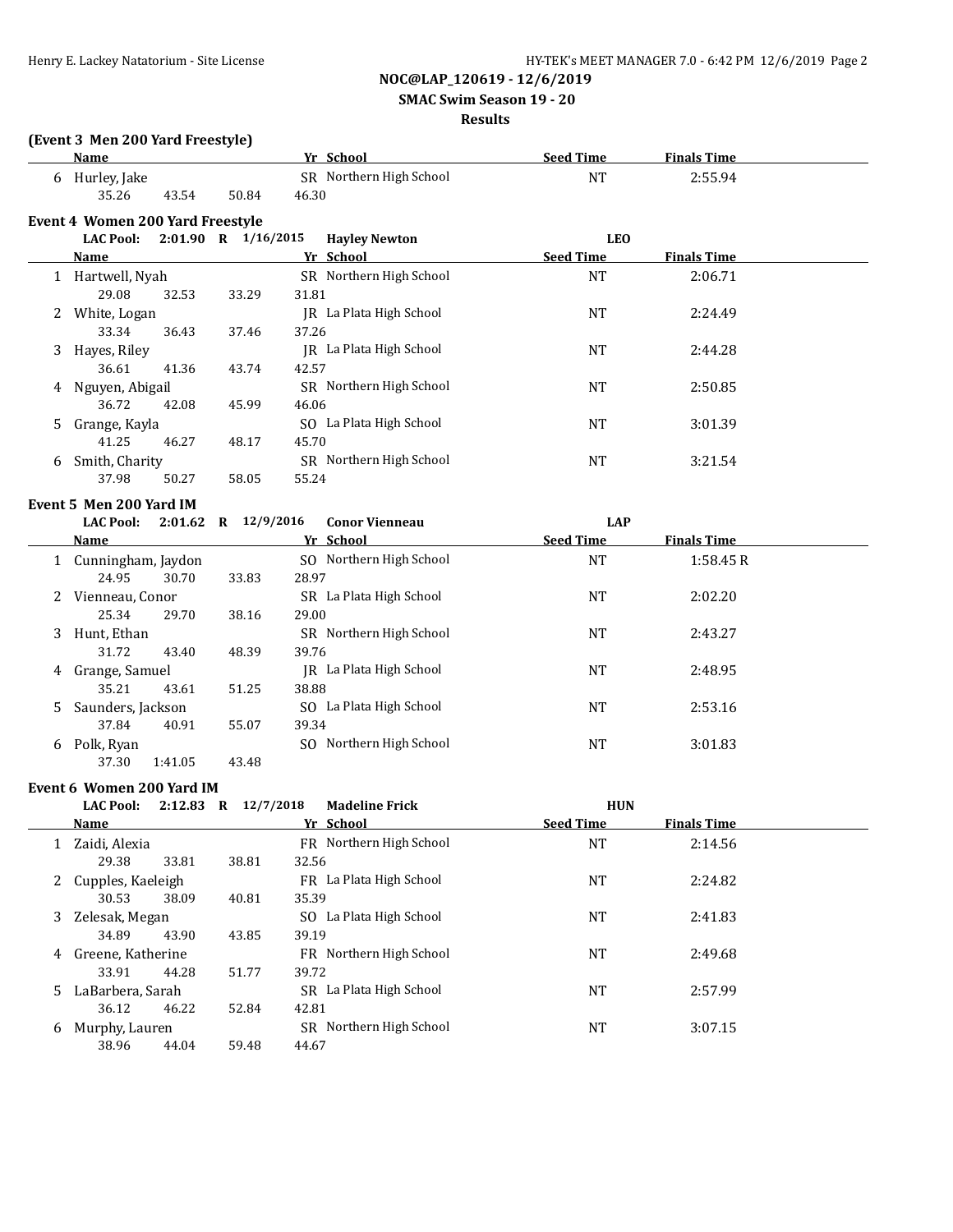NOC@LAP_120619 - 12/6/2019

SMAC Swim Season 19 - 20

Results

### (Event 3 Men 200 Yard Freestyle)

| | Name | Yr | School | Seed Time | Finals Time |
|---|---|---|---|---|---|
| 6 | Hurley, Jake | SR | Northern High School | NT | 2:55.94 |
| | 35.26 43.54 50.84 46.30 | | | | |

### Event 4 Women 200 Yard Freestyle

LAC Pool: 2:01.90 R 1/16/2015 Hayley Newton LEO

| | Name | Yr | School | Seed Time | Finals Time |
|---|---|---|---|---|---|
| 1 | Hartwell, Nyah | SR | Northern High School | NT | 2:06.71 |
| | 29.08 32.53 33.29 31.81 | | | | |
| 2 | White, Logan | JR | La Plata High School | NT | 2:24.49 |
| | 33.34 36.43 37.46 37.26 | | | | |
| 3 | Hayes, Riley | JR | La Plata High School | NT | 2:44.28 |
| | 36.61 41.36 43.74 42.57 | | | | |
| 4 | Nguyen, Abigail | SR | Northern High School | NT | 2:50.85 |
| | 36.72 42.08 45.99 46.06 | | | | |
| 5 | Grange, Kayla | SO | La Plata High School | NT | 3:01.39 |
| | 41.25 46.27 48.17 45.70 | | | | |
| 6 | Smith, Charity | SR | Northern High School | NT | 3:21.54 |
| | 37.98 50.27 58.05 55.24 | | | | |

### Event 5 Men 200 Yard IM

LAC Pool: 2:01.62 R 12/9/2016 Conor Vienneau LAP

| | Name | Yr | School | Seed Time | Finals Time |
|---|---|---|---|---|---|
| 1 | Cunningham, Jaydon | SO | Northern High School | NT | 1:58.45 R |
| | 24.95 30.70 33.83 28.97 | | | | |
| 2 | Vienneau, Conor | SR | La Plata High School | NT | 2:02.20 |
| | 25.34 29.70 38.16 29.00 | | | | |
| 3 | Hunt, Ethan | SR | Northern High School | NT | 2:43.27 |
| | 31.72 43.40 48.39 39.76 | | | | |
| 4 | Grange, Samuel | JR | La Plata High School | NT | 2:48.95 |
| | 35.21 43.61 51.25 38.88 | | | | |
| 5 | Saunders, Jackson | SO | La Plata High School | NT | 2:53.16 |
| | 37.84 40.91 55.07 39.34 | | | | |
| 6 | Polk, Ryan | SO | Northern High School | NT | 3:01.83 |
| | 37.30 1:41.05 43.48 | | | | |

### Event 6 Women 200 Yard IM

LAC Pool: 2:12.83 R 12/7/2018 Madeline Frick HUN

| | Name | Yr | School | Seed Time | Finals Time |
|---|---|---|---|---|---|
| 1 | Zaidi, Alexia | FR | Northern High School | NT | 2:14.56 |
| | 29.38 33.81 38.81 32.56 | | | | |
| 2 | Cupples, Kaeleigh | FR | La Plata High School | NT | 2:24.82 |
| | 30.53 38.09 40.81 35.39 | | | | |
| 3 | Zelesak, Megan | SO | La Plata High School | NT | 2:41.83 |
| | 34.89 43.90 43.85 39.19 | | | | |
| 4 | Greene, Katherine | FR | Northern High School | NT | 2:49.68 |
| | 33.91 44.28 51.77 39.72 | | | | |
| 5 | LaBarbera, Sarah | SR | La Plata High School | NT | 2:57.99 |
| | 36.12 46.22 52.84 42.81 | | | | |
| 6 | Murphy, Lauren | SR | Northern High School | NT | 3:07.15 |
| | 38.96 44.04 59.48 44.67 | | | | |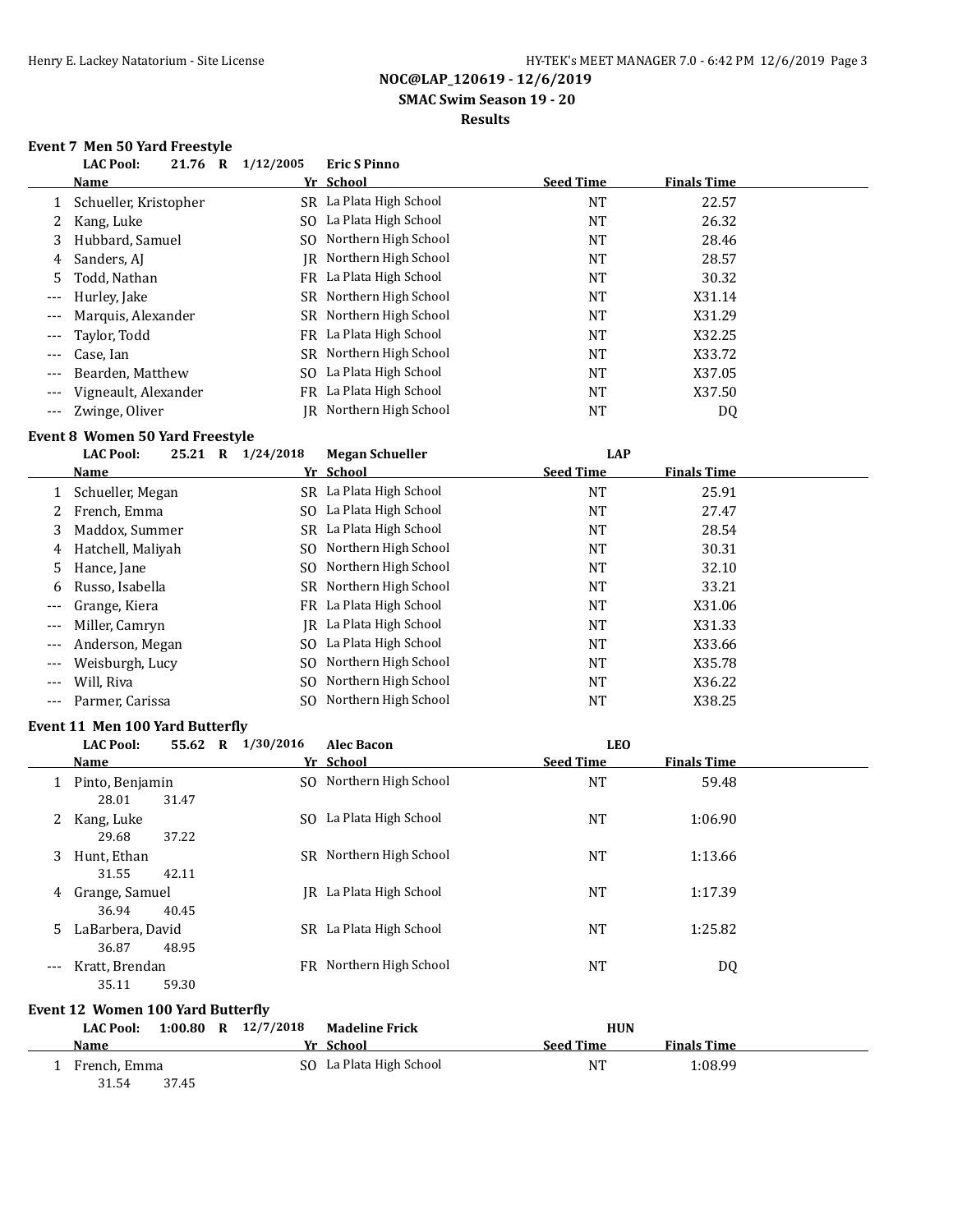NOC@LAP_120619 - 12/6/2019

SMAC Swim Season 19 - 20

Results

## Event 7 Men 50 Yard Freestyle

**LAC Pool: 21.76 R 1/12/2005 Eric S Pinno**

| | Name | Yr | School | Seed Time | Finals Time |
|---|---|---|---|---|---|
| 1 | Schueller, Kristopher | SR | La Plata High School | NT | 22.57 |
| 2 | Kang, Luke | SO | La Plata High School | NT | 26.32 |
| 3 | Hubbard, Samuel | SO | Northern High School | NT | 28.46 |
| 4 | Sanders, AJ | JR | Northern High School | NT | 28.57 |
| 5 | Todd, Nathan | FR | La Plata High School | NT | 30.32 |
| --- | Hurley, Jake | SR | Northern High School | NT | X31.14 |
| --- | Marquis, Alexander | SR | Northern High School | NT | X31.29 |
| --- | Taylor, Todd | FR | La Plata High School | NT | X32.25 |
| --- | Case, Ian | SR | Northern High School | NT | X33.72 |
| --- | Bearden, Matthew | SO | La Plata High School | NT | X37.05 |
| --- | Vigneault, Alexander | FR | La Plata High School | NT | X37.50 |
| --- | Zwinge, Oliver | JR | Northern High School | NT | DQ |

## Event 8 Women 50 Yard Freestyle

**LAC Pool: 25.21 R 1/24/2018 Megan Schueller LAP**

| | Name | Yr | School | Seed Time | Finals Time |
|---|---|---|---|---|---|
| 1 | Schueller, Megan | SR | La Plata High School | NT | 25.91 |
| 2 | French, Emma | SO | La Plata High School | NT | 27.47 |
| 3 | Maddox, Summer | SR | La Plata High School | NT | 28.54 |
| 4 | Hatchell, Maliyah | SO | Northern High School | NT | 30.31 |
| 5 | Hance, Jane | SO | Northern High School | NT | 32.10 |
| 6 | Russo, Isabella | SR | Northern High School | NT | 33.21 |
| --- | Grange, Kiera | FR | La Plata High School | NT | X31.06 |
| --- | Miller, Camryn | JR | La Plata High School | NT | X31.33 |
| --- | Anderson, Megan | SO | La Plata High School | NT | X33.66 |
| --- | Weisburgh, Lucy | SO | Northern High School | NT | X35.78 |
| --- | Will, Riva | SO | Northern High School | NT | X36.22 |
| --- | Parmer, Carissa | SO | Northern High School | NT | X38.25 |

## Event 11 Men 100 Yard Butterfly

**LAC Pool: 55.62 R 1/30/2016 Alec Bacon LEO**

| | Name | Yr | School | Seed Time | Finals Time |
|---|---|---|---|---|---|
| 1 | Pinto, Benjamin | SO | Northern High School | NT | 59.48 |
| | 28.01 31.47 | | | | |
| 2 | Kang, Luke | SO | La Plata High School | NT | 1:06.90 |
| | 29.68 37.22 | | | | |
| 3 | Hunt, Ethan | SR | Northern High School | NT | 1:13.66 |
| | 31.55 42.11 | | | | |
| 4 | Grange, Samuel | JR | La Plata High School | NT | 1:17.39 |
| | 36.94 40.45 | | | | |
| 5 | LaBarbera, David | SR | La Plata High School | NT | 1:25.82 |
| | 36.87 48.95 | | | | |
| --- | Kratt, Brendan | FR | Northern High School | NT | DQ |
| | 35.11 59.30 | | | | |

## Event 12 Women 100 Yard Butterfly

**LAC Pool: 1:00.80 R 12/7/2018 Madeline Frick HUN**

| | Name | Yr | School | Seed Time | Finals Time |
|---|---|---|---|---|---|
| 1 | French, Emma | SO | La Plata High School | NT | 1:08.99 |
| | 31.54 37.45 | | | | |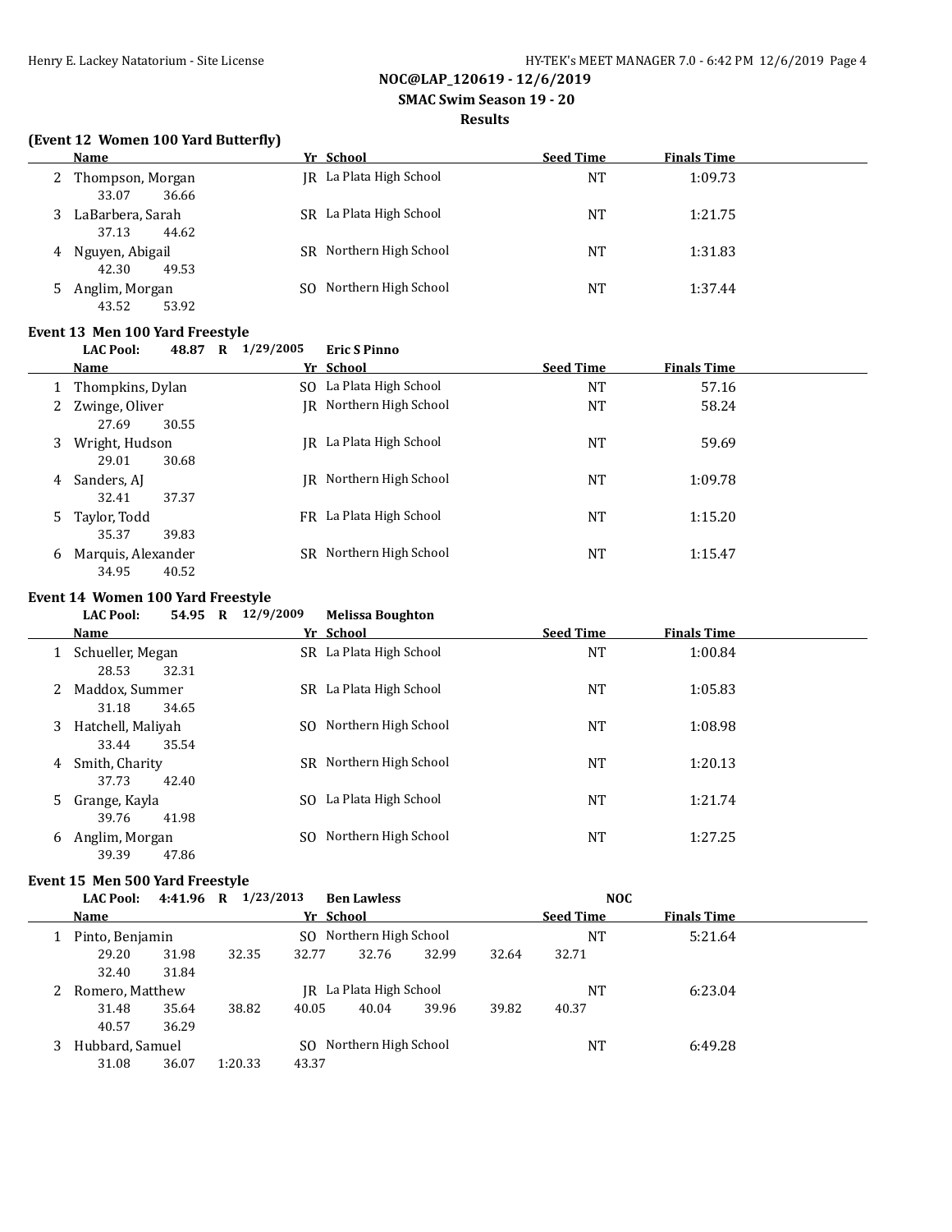NOC@LAP_120619 - 12/6/2019

SMAC Swim Season 19 - 20

Results

### (Event 12 Women 100 Yard Butterfly)

| | Name | Yr | School | Seed Time | Finals Time |
|---|---|---|---|---|---|
| 2 | Thompson, Morgan | JR | La Plata High School | NT | 1:09.73 |
| | 33.07 36.66 | | | | |
| 3 | LaBarbera, Sarah | SR | La Plata High School | NT | 1:21.75 |
| | 37.13 44.62 | | | | |
| 4 | Nguyen, Abigail | SR | Northern High School | NT | 1:31.83 |
| | 42.30 49.53 | | | | |
| 5 | Anglim, Morgan | SO | Northern High School | NT | 1:37.44 |
| | 43.52 53.92 | | | | |

### Event 13 Men 100 Yard Freestyle

**LAC Pool: 48.87 R 1/29/2005 Eric S Pinno**

| | Name | Yr | School | Seed Time | Finals Time |
|---|---|---|---|---|---|
| 1 | Thompkins, Dylan | SO | La Plata High School | NT | 57.16 |
| 2 | Zwinge, Oliver | JR | Northern High School | NT | 58.24 |
| | 27.69 30.55 | | | | |
| 3 | Wright, Hudson | JR | La Plata High School | NT | 59.69 |
| | 29.01 30.68 | | | | |
| 4 | Sanders, AJ | JR | Northern High School | NT | 1:09.78 |
| | 32.41 37.37 | | | | |
| 5 | Taylor, Todd | FR | La Plata High School | NT | 1:15.20 |
| | 35.37 39.83 | | | | |
| 6 | Marquis, Alexander | SR | Northern High School | NT | 1:15.47 |
| | 34.95 40.52 | | | | |

### Event 14 Women 100 Yard Freestyle

**LAC Pool: 54.95 R 12/9/2009 Melissa Boughton**

| | Name | Yr | School | Seed Time | Finals Time |
|---|---|---|---|---|---|
| 1 | Schueller, Megan | SR | La Plata High School | NT | 1:00.84 |
| | 28.53 32.31 | | | | |
| 2 | Maddox, Summer | SR | La Plata High School | NT | 1:05.83 |
| | 31.18 34.65 | | | | |
| 3 | Hatchell, Maliyah | SO | Northern High School | NT | 1:08.98 |
| | 33.44 35.54 | | | | |
| 4 | Smith, Charity | SR | Northern High School | NT | 1:20.13 |
| | 37.73 42.40 | | | | |
| 5 | Grange, Kayla | SO | La Plata High School | NT | 1:21.74 |
| | 39.76 41.98 | | | | |
| 6 | Anglim, Morgan | SO | Northern High School | NT | 1:27.25 |
| | 39.39 47.86 | | | | |

### Event 15 Men 500 Yard Freestyle

**LAC Pool: 4:41.96 R 1/23/2013 Ben Lawless NOC**

| | Name | Yr | School | Seed Time | Finals Time |
|---|---|---|---|---|---|
| 1 | Pinto, Benjamin | SO | Northern High School | NT | 5:21.64 |
| | 29.20 31.98 32.35 32.77 32.76 32.99 32.64 32.71 | | | | |
| | 32.40 31.84 | | | | |
| 2 | Romero, Matthew | JR | La Plata High School | NT | 6:23.04 |
| | 31.48 35.64 38.82 40.05 40.04 39.96 39.82 40.37 | | | | |
| | 40.57 36.29 | | | | |
| 3 | Hubbard, Samuel | SO | Northern High School | NT | 6:49.28 |
| | 31.08 36.07 1:20.33 43.37 | | | | |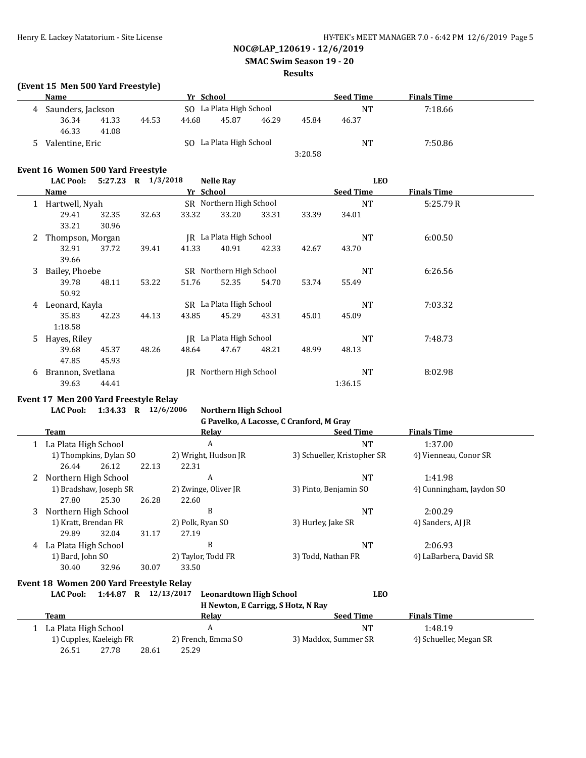NOC@LAP_120619 - 12/6/2019

SMAC Swim Season 19 - 20

Results

## (Event 15 Men 500 Yard Freestyle)

| | Name | Yr | School | Seed Time | Finals Time |
|---|---|---|---|---|---|
| 4 | Saunders, Jackson | SO | La Plata High School | NT | 7:18.66 |
| | 36.34 41.33 44.53 44.68 45.87 46.29 45.84 46.37 46.33 41.08 | | | | |
| 5 | Valentine, Eric | SO | La Plata High School | NT | 7:50.86 |
| | 3:20.58 | | | | |

## Event 16 Women 500 Yard Freestyle

**LAC Pool: 5:27.23 R 1/3/2018 Nelle Ray LEO**

| | Name | Yr | School | Seed Time | Finals Time |
|---|---|---|---|---|---|
| 1 | Hartwell, Nyah | SR | Northern High School | NT | 5:25.79 R |
| | 29.41 32.35 32.63 33.32 33.20 33.31 33.39 34.01 33.21 30.96 | | | | |
| 2 | Thompson, Morgan | JR | La Plata High School | NT | 6:00.50 |
| | 32.91 37.72 39.41 41.33 40.91 42.33 42.67 43.70 39.66 | | | | |
| 3 | Bailey, Phoebe | SR | Northern High School | NT | 6:26.56 |
| | 39.78 48.11 53.22 51.76 52.35 54.70 53.74 55.49 50.92 | | | | |
| 4 | Leonard, Kayla | SR | La Plata High School | NT | 7:03.32 |
| | 35.83 42.23 44.13 43.85 45.29 43.31 45.01 45.09 1:18.58 | | | | |
| 5 | Hayes, Riley | JR | La Plata High School | NT | 7:48.73 |
| | 39.68 45.37 48.26 48.64 47.67 48.21 48.99 48.13 47.85 45.93 | | | | |
| 6 | Brannon, Svetlana | JR | Northern High School | NT | 8:02.98 |
| | 39.63 44.41 1:36.15 | | | | |

## Event 17 Men 200 Yard Freestyle Relay

**LAC Pool: 1:34.33 R 12/6/2006 Northern High School**
**G Pavelko, A Lacosse, C Cranford, M Gray**

| | Team | Relay | Seed Time | Finals Time |
|---|---|---|---|---|
| 1 | La Plata High School | A | NT | 1:37.00 |
| | 1) Thompkins, Dylan SO; 2) Wright, Hudson JR; 3) Schueller, Kristopher SR; 4) Vienneau, Conor SR | | | |
| | 26.44 26.12 22.13 22.31 | | | |
| 2 | Northern High School | A | NT | 1:41.98 |
| | 1) Bradshaw, Joseph SR; 2) Zwinge, Oliver JR; 3) Pinto, Benjamin SO; 4) Cunningham, Jaydon SO | | | |
| | 27.80 25.30 26.28 22.60 | | | |
| 3 | Northern High School | B | NT | 2:00.29 |
| | 1) Kratt, Brendan FR; 2) Polk, Ryan SO; 3) Hurley, Jake SR; 4) Sanders, AJ JR | | | |
| | 29.89 32.04 31.17 27.19 | | | |
| 4 | La Plata High School | B | NT | 2:06.93 |
| | 1) Bard, John SO; 2) Taylor, Todd FR; 3) Todd, Nathan FR; 4) LaBarbera, David SR | | | |
| | 30.40 32.96 30.07 33.50 | | | |

## Event 18 Women 200 Yard Freestyle Relay

**LAC Pool: 1:44.87 R 12/13/2017 Leonardtown High School LEO**
**H Newton, E Carrigg, S Hotz, N Ray**

| | Team | Relay | Seed Time | Finals Time |
|---|---|---|---|---|
| 1 | La Plata High School | A | NT | 1:48.19 |
| | 1) Cupples, Kaeleigh FR; 2) French, Emma SO; 3) Maddox, Summer SR; 4) Schueller, Megan SR | | | |
| | 26.51 27.78 28.61 25.29 | | | |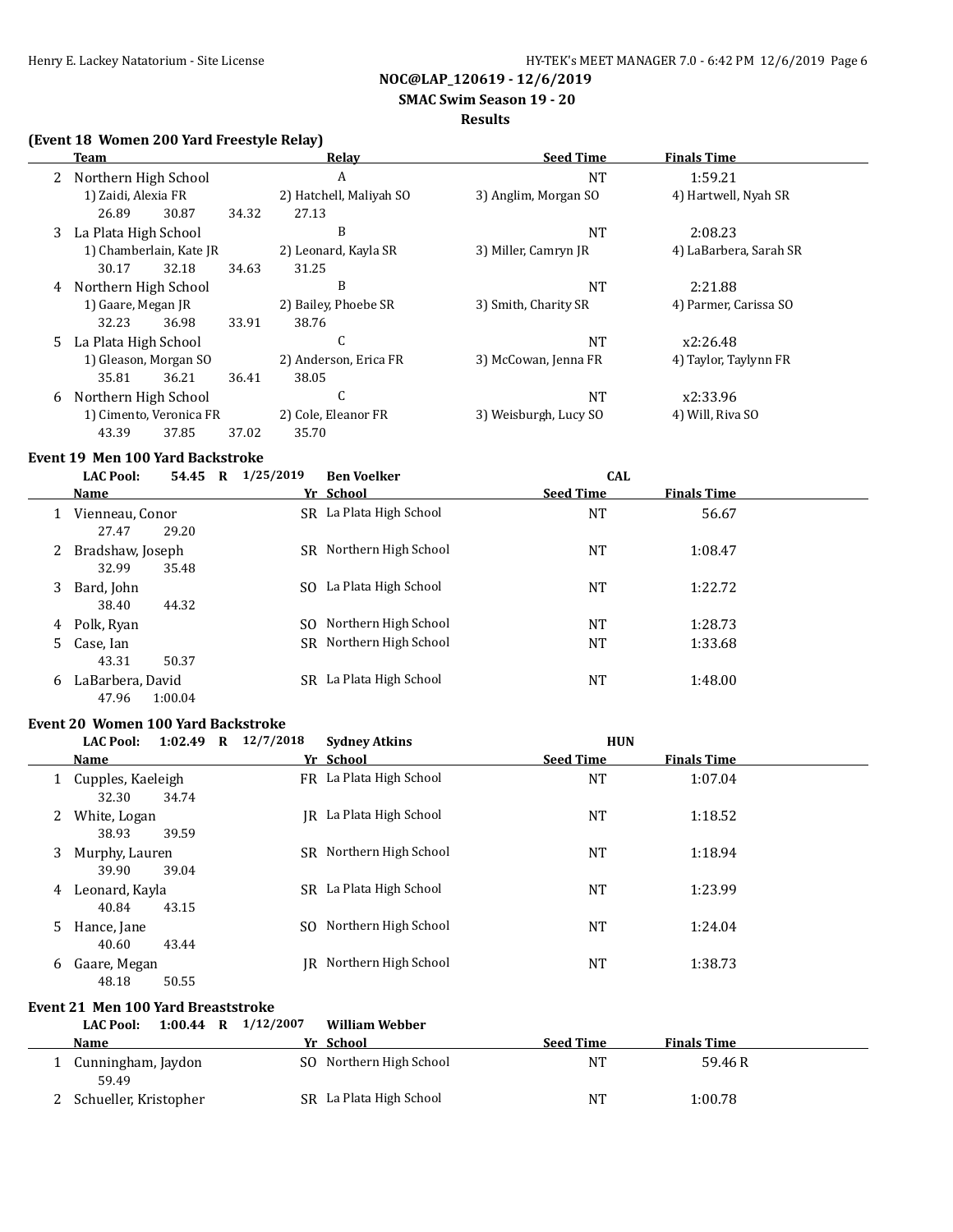**NOC@LAP_120619 - 12/6/2019**

**SMAC Swim Season 19 - 20**

**Results**

### (Event 18 Women 200 Yard Freestyle Relay)

| | Team | Relay | Seed Time | Finals Time |
|---|---|---|---|---|
| 2 | Northern High School | A | NT | 1:59.21 |
| | 1) Zaidi, Alexia FR; 2) Hatchell, Maliyah SO; 3) Anglim, Morgan SO; 4) Hartwell, Nyah SR | | | |
| | 26.89 30.87 34.32 27.13 | | | |
| 3 | La Plata High School | B | NT | 2:08.23 |
| | 1) Chamberlain, Kate JR; 2) Leonard, Kayla SR; 3) Miller, Camryn JR; 4) LaBarbera, Sarah SR | | | |
| | 30.17 32.18 34.63 31.25 | | | |
| 4 | Northern High School | B | NT | 2:21.88 |
| | 1) Gaare, Megan JR; 2) Bailey, Phoebe SR; 3) Smith, Charity SR; 4) Parmer, Carissa SO | | | |
| | 32.23 36.98 33.91 38.76 | | | |
| 5 | La Plata High School | C | NT | x2:26.48 |
| | 1) Gleason, Morgan SO; 2) Anderson, Erica FR; 3) McCowan, Jenna FR; 4) Taylor, Taylynn FR | | | |
| | 35.81 36.21 36.41 38.05 | | | |
| 6 | Northern High School | C | NT | x2:33.96 |
| | 1) Cimento, Veronica FR; 2) Cole, Eleanor FR; 3) Weisburgh, Lucy SO; 4) Will, Riva SO | | | |
| | 43.39 37.85 37.02 35.70 | | | |

### Event 19 Men 100 Yard Backstroke

**LAC Pool: 54.45 R 1/25/2019 Ben Voelker CAL**

| | Name | Yr | School | Seed Time | Finals Time |
|---|---|---|---|---|---|
| 1 | Vienneau, Conor | SR | La Plata High School | NT | 56.67 |
| | 27.47 29.20 | | | | |
| 2 | Bradshaw, Joseph | SR | Northern High School | NT | 1:08.47 |
| | 32.99 35.48 | | | | |
| 3 | Bard, John | SO | La Plata High School | NT | 1:22.72 |
| | 38.40 44.32 | | | | |
| 4 | Polk, Ryan | SO | Northern High School | NT | 1:28.73 |
| 5 | Case, Ian | SR | Northern High School | NT | 1:33.68 |
| | 43.31 50.37 | | | | |
| 6 | LaBarbera, David | SR | La Plata High School | NT | 1:48.00 |
| | 47.96 1:00.04 | | | | |

### Event 20 Women 100 Yard Backstroke

**LAC Pool: 1:02.49 R 12/7/2018 Sydney Atkins HUN**

| | Name | Yr | School | Seed Time | Finals Time |
|---|---|---|---|---|---|
| 1 | Cupples, Kaeleigh | FR | La Plata High School | NT | 1:07.04 |
| | 32.30 34.74 | | | | |
| 2 | White, Logan | JR | La Plata High School | NT | 1:18.52 |
| | 38.93 39.59 | | | | |
| 3 | Murphy, Lauren | SR | Northern High School | NT | 1:18.94 |
| | 39.90 39.04 | | | | |
| 4 | Leonard, Kayla | SR | La Plata High School | NT | 1:23.99 |
| | 40.84 43.15 | | | | |
| 5 | Hance, Jane | SO | Northern High School | NT | 1:24.04 |
| | 40.60 43.44 | | | | |
| 6 | Gaare, Megan | JR | Northern High School | NT | 1:38.73 |
| | 48.18 50.55 | | | | |

### Event 21 Men 100 Yard Breaststroke

**LAC Pool: 1:00.44 R 1/12/2007 William Webber**

| | Name | Yr | School | Seed Time | Finals Time |
|---|---|---|---|---|---|
| 1 | Cunningham, Jaydon | SO | Northern High School | NT | 59.46 R |
| | 59.49 | | | | |
| 2 | Schueller, Kristopher | SR | La Plata High School | NT | 1:00.78 |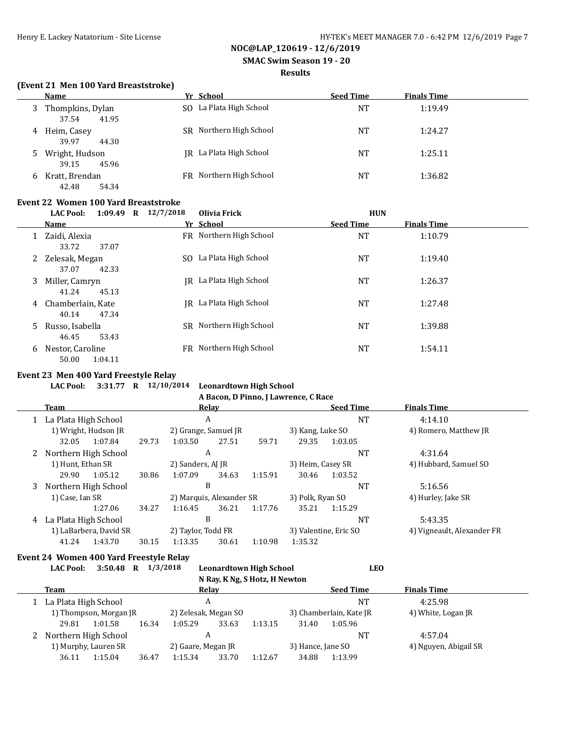**NOC@LAP_120619 - 12/6/2019**

**SMAC Swim Season 19 - 20**

**Results**

### (Event 21 Men 100 Yard Breaststroke)

| | Name | Yr | School | Seed Time | Finals Time |
|---|---|---|---|---|---|
| 3 | Thompkins, Dylan | SO | La Plata High School | NT | 1:19.49 |
| | 37.54 41.95 | | | | |
| 4 | Heim, Casey | SR | Northern High School | NT | 1:24.27 |
| | 39.97 44.30 | | | | |
| 5 | Wright, Hudson | JR | La Plata High School | NT | 1:25.11 |
| | 39.15 45.96 | | | | |
| 6 | Kratt, Brendan | FR | Northern High School | NT | 1:36.82 |
| | 42.48 54.34 | | | | |

### Event 22 Women 100 Yard Breaststroke

**LAC Pool: 1:09.49 R 12/7/2018 Olivia Frick HUN**

| | Name | Yr | School | Seed Time | Finals Time |
|---|---|---|---|---|---|
| 1 | Zaidi, Alexia | FR | Northern High School | NT | 1:10.79 |
| | 33.72 37.07 | | | | |
| 2 | Zelesak, Megan | SO | La Plata High School | NT | 1:19.40 |
| | 37.07 42.33 | | | | |
| 3 | Miller, Camryn | JR | La Plata High School | NT | 1:26.37 |
| | 41.24 45.13 | | | | |
| 4 | Chamberlain, Kate | JR | La Plata High School | NT | 1:27.48 |
| | 40.14 47.34 | | | | |
| 5 | Russo, Isabella | SR | Northern High School | NT | 1:39.88 |
| | 46.45 53.43 | | | | |
| 6 | Nestor, Caroline | FR | Northern High School | NT | 1:54.11 |
| | 50.00 1:04.11 | | | | |

### Event 23 Men 400 Yard Freestyle Relay

**LAC Pool: 3:31.77 R 12/10/2014 Leonardtown High School**
**A Bacon, D Pinno, J Lawrence, C Race**

| | Team | Relay | Seed Time | Finals Time |
|---|---|---|---|---|
| 1 | La Plata High School | A | NT | 4:14.10 |
| | 1) Wright, Hudson JR | 2) Grange, Samuel JR | 3) Kang, Luke SO | 4) Romero, Matthew JR |
| | 32.05 1:07.84 29.73 1:03.50 | 27.51 59.71 | 29.35 1:03.05 | |
| 2 | Northern High School | A | NT | 4:31.64 |
| | 1) Hunt, Ethan SR | 2) Sanders, AJ JR | 3) Heim, Casey SR | 4) Hubbard, Samuel SO |
| | 29.90 1:05.12 30.86 1:07.09 | 34.63 1:15.91 | 30.46 1:03.52 | |
| 3 | Northern High School | B | NT | 5:16.56 |
| | 1) Case, Ian SR | 2) Marquis, Alexander SR | 3) Polk, Ryan SO | 4) Hurley, Jake SR |
| | 1:27.06 34.27 1:16.45 | 36.21 1:17.76 | 35.21 1:15.29 | |
| 4 | La Plata High School | B | NT | 5:43.35 |
| | 1) LaBarbera, David SR | 2) Taylor, Todd FR | 3) Valentine, Eric SO | 4) Vigneault, Alexander FR |
| | 41.24 1:43.70 30.15 1:13.35 | 30.61 1:10.98 | 1:35.32 | |

### Event 24 Women 400 Yard Freestyle Relay

**LAC Pool: 3:50.48 R 1/3/2018 Leonardtown High School LEO**
**N Ray, K Ng, S Hotz, H Newton**

| | Team | Relay | Seed Time | Finals Time |
|---|---|---|---|---|
| 1 | La Plata High School | A | NT | 4:25.98 |
| | 1) Thompson, Morgan JR | 2) Zelesak, Megan SO | 3) Chamberlain, Kate JR | 4) White, Logan JR |
| | 29.81 1:01.58 16.34 1:05.29 | 33.63 1:13.15 | 31.40 1:05.96 | |
| 2 | Northern High School | A | NT | 4:57.04 |
| | 1) Murphy, Lauren SR | 2) Gaare, Megan JR | 3) Hance, Jane SO | 4) Nguyen, Abigail SR |
| | 36.11 1:15.04 36.47 1:15.34 | 33.70 1:12.67 | 34.88 1:13.99 | |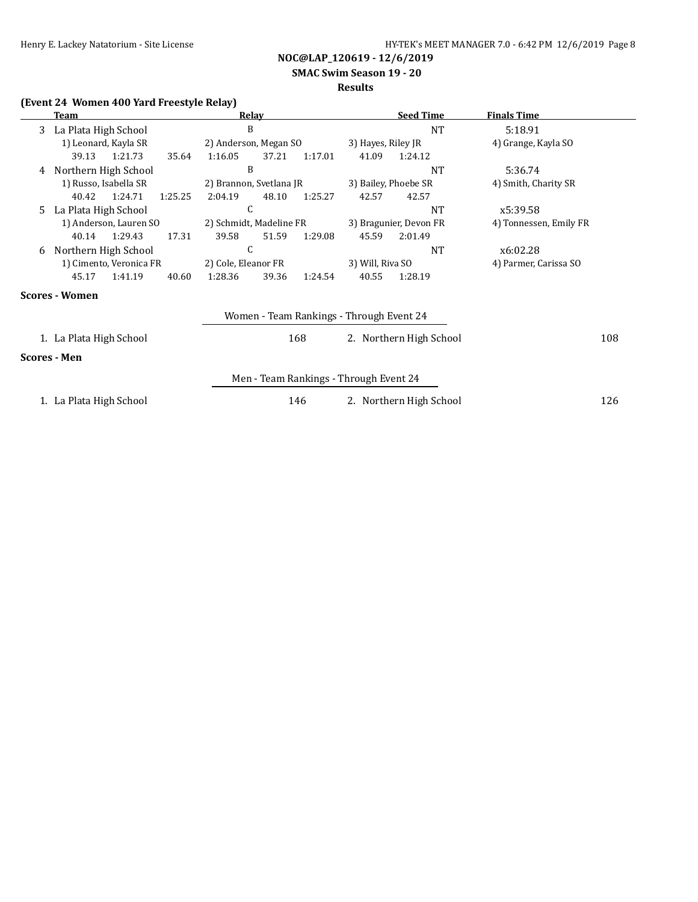NOC@LAP_120619 - 12/6/2019

SMAC Swim Season 19 - 20

Results

### (Event 24 Women 400 Yard Freestyle Relay)

| | Team | Relay | Seed Time | Finals Time |
|---|---|---|---|---|
| 3 | La Plata High School | B | NT | 5:18.91 |
| | 1) Leonard, Kayla SR | 2) Anderson, Megan SO | 3) Hayes, Riley JR | 4) Grange, Kayla SO |
| | 39.13 1:21.73 35.64 | 1:16.05 37.21 1:17.01 | 41.09 1:24.12 | |
| 4 | Northern High School | B | NT | 5:36.74 |
| | 1) Russo, Isabella SR | 2) Brannon, Svetlana JR | 3) Bailey, Phoebe SR | 4) Smith, Charity SR |
| | 40.42 1:24.71 1:25.25 | 2:04.19 48.10 1:25.27 | 42.57 42.57 | |
| 5 | La Plata High School | C | NT | x5:39.58 |
| | 1) Anderson, Lauren SO | 2) Schmidt, Madeline FR | 3) Bragunier, Devon FR | 4) Tonnessen, Emily FR |
| | 40.14 1:29.43 17.31 | 39.58 51.59 1:29.08 | 45.59 2:01.49 | |
| 6 | Northern High School | C | NT | x6:02.28 |
| | 1) Cimento, Veronica FR | 2) Cole, Eleanor FR | 3) Will, Riva SO | 4) Parmer, Carissa SO |
| | 45.17 1:41.19 40.60 | 1:28.36 39.36 1:24.54 | 40.55 1:28.19 | |

### Scores - Women

Women - Team Rankings - Through Event 24

| | | | |
|---|---|---|---|
| 1. La Plata High School | 168 | 2. Northern High School | 108 |

### Scores - Men

Men - Team Rankings - Through Event 24

| | | | |
|---|---|---|---|
| 1. La Plata High School | 146 | 2. Northern High School | 126 |